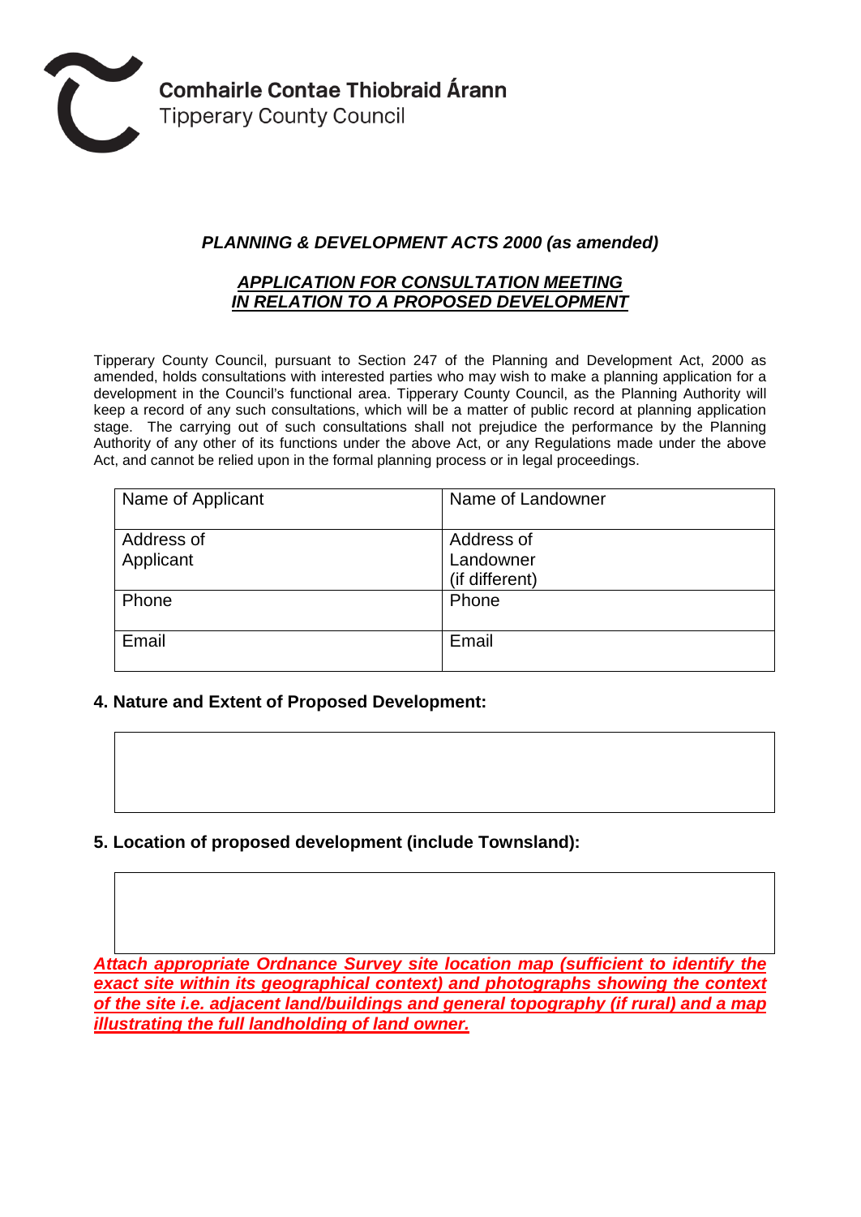Comhairle Contae Thiobraid Árann
Tipperary County Council

## *PLANNING & DEVELOPMENT ACTS 2000 (as amended)*

## ***APPLICATION FOR CONSULTATION MEETING***
## ***IN RELATION TO A PROPOSED DEVELOPMENT***

Tipperary County Council, pursuant to Section 247 of the Planning and Development Act, 2000 as amended, holds consultations with interested parties who may wish to make a planning application for a development in the Council's functional area. Tipperary County Council, as the Planning Authority will keep a record of any such consultations, which will be a matter of public record at planning application stage. The carrying out of such consultations shall not prejudice the performance by the Planning Authority of any other of its functions under the above Act, or any Regulations made under the above Act, and cannot be relied upon in the formal planning process or in legal proceedings.

| Name of Applicant | Name of Landowner |
|---|---|
| Address of Applicant | Address of Landowner (if different) |
| Phone | Phone |
| Email | Email |

**4. Nature and Extent of Proposed Development:**

| |
|---|
| |

**5. Location of proposed development (include Townsland):**

| |
|---|
| |

***Attach appropriate Ordnance Survey site location map (sufficient to identify the exact site within its geographical context) and photographs showing the context of the site i.e. adjacent land/buildings and general topography (if rural) and a map illustrating the full landholding of land owner.***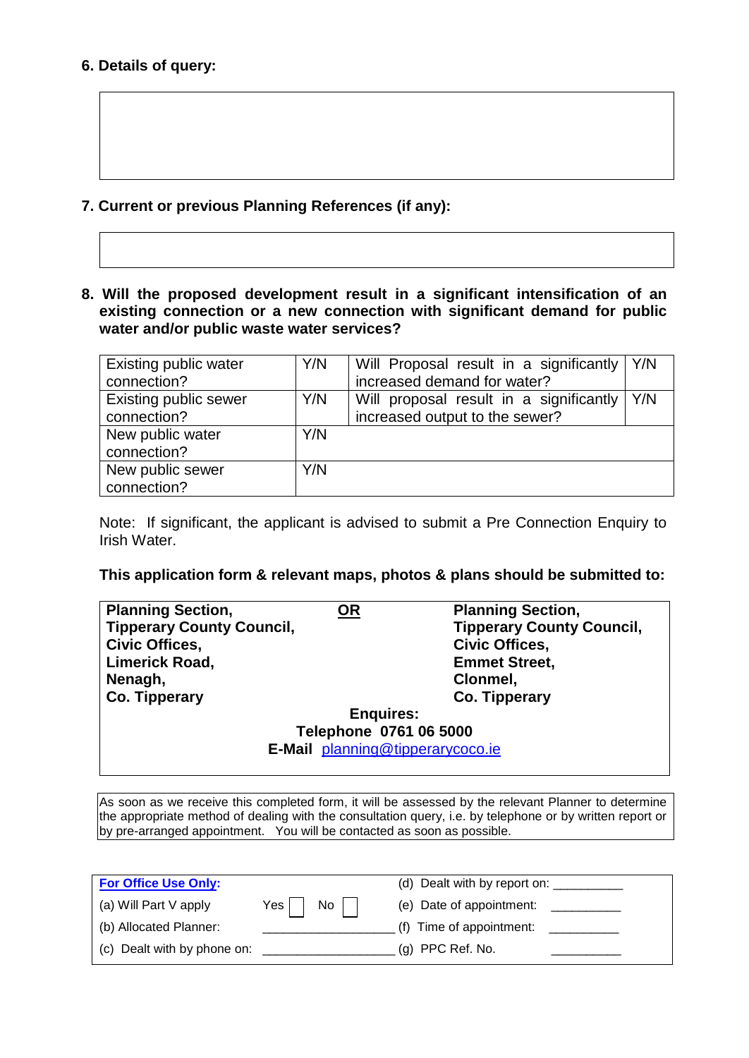**6. Details of query:**

| |
|---|
| |

**7. Current or previous Planning References (if any):**

| |
|---|
| |

**8. Will the proposed development result in a significant intensification of an existing connection or a new connection with significant demand for public water and/or public waste water services?**

| | | | |
|---|---|---|---|
| Existing public water connection? | Y/N | Will Proposal result in a significantly increased demand for water? | Y/N |
| Existing public sewer connection? | Y/N | Will proposal result in a significantly increased output to the sewer? | Y/N |
| New public water connection? | Y/N | | |
| New public sewer connection? | Y/N | | |

Note: If significant, the applicant is advised to submit a Pre Connection Enquiry to Irish Water.

**This application form & relevant maps, photos & plans should be submitted to:**

| | | |
|---|---|---|
| **Planning Section,**<br>**Tipperary County Council,**<br>**Civic Offices,**<br>**Limerick Road,**<br>**Nenagh,**<br>**Co. Tipperary** | **OR** | **Planning Section,**<br>**Tipperary County Council,**<br>**Civic Offices,**<br>**Emmet Street,**<br>**Clonmel,**<br>**Co. Tipperary** |

**Enquires:**
**Telephone 0761 06 5000**
**E-Mail** planning@tipperarycoco.ie

As soon as we receive this completed form, it will be assessed by the relevant Planner to determine the appropriate method of dealing with the consultation query, i.e. by telephone or by written report or by pre-arranged appointment. You will be contacted as soon as possible.

| | | | |
|---|---|---|---|
| **For Office Use Only:** | | (d) Dealt with by report on: | __________ |
| (a) Will Part V apply | Yes ☐ No ☐ | (e) Date of appointment: | __________ |
| (b) Allocated Planner: | ___________________ | (f) Time of appointment: | __________ |
| (c) Dealt with by phone on: | ___________________ | (g) PPC Ref. No. | __________ |